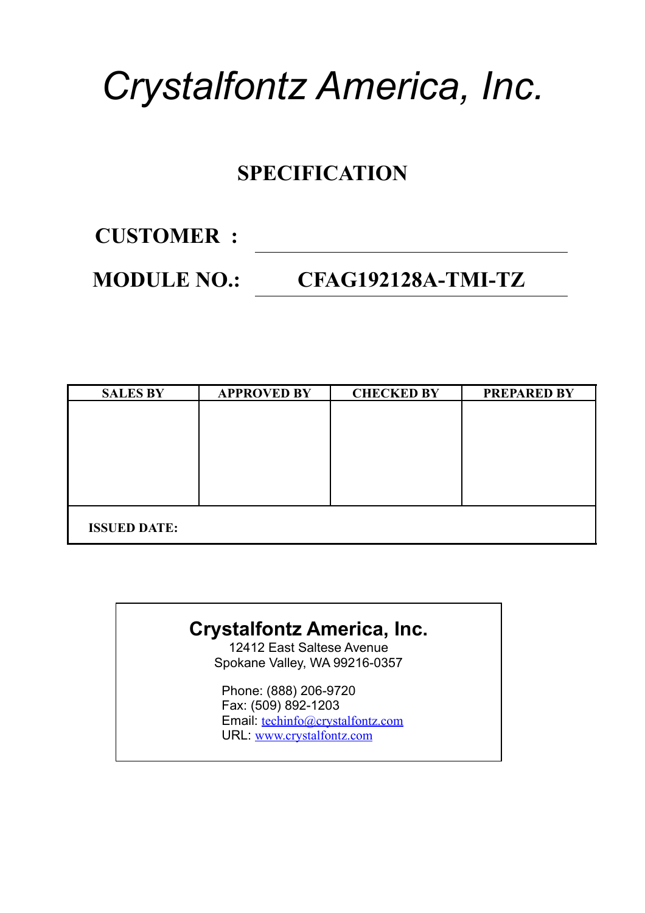# *Crystalfontz America, Inc.*

## SPECIFICATION

**CUSTOMER :** ______________________

**MODULE NO.:** **CFAG192128A-TMI-TZ**

| SALES BY | APPROVED BY | CHECKED BY | PREPARED BY |
|---|---|---|---|
| | | | |
| **ISSUED DATE:** | | | |

**Crystalfontz America, Inc.**
12412 East Saltese Avenue
Spokane Valley, WA 99216-0357

Phone: (888) 206-9720
Fax: (509) 892-1203
Email: techinfo@crystalfontz.com
URL: www.crystalfontz.com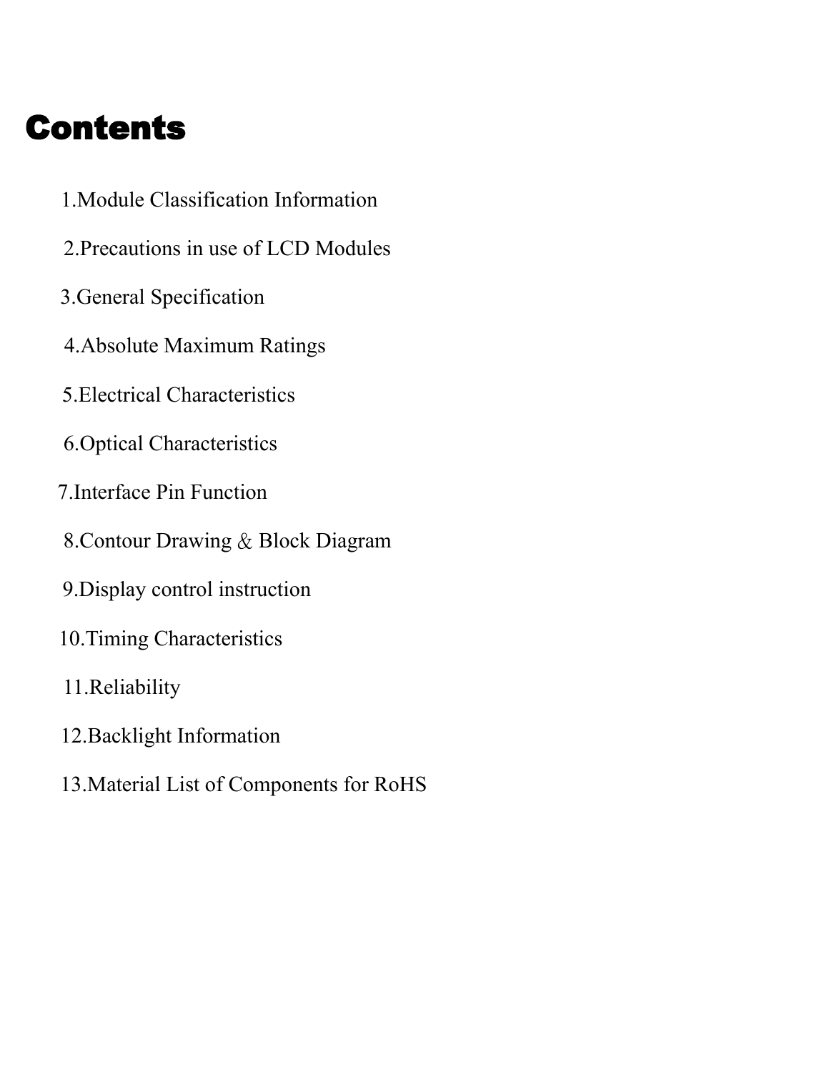# Contents

1.Module Classification Information

2.Precautions in use of LCD Modules

3.General Specification

4.Absolute Maximum Ratings

5.Electrical Characteristics

6.Optical Characteristics

7.Interface Pin Function

8.Contour Drawing & Block Diagram

9.Display control instruction

10.Timing Characteristics

11.Reliability

12.Backlight Information

13.Material List of Components for RoHS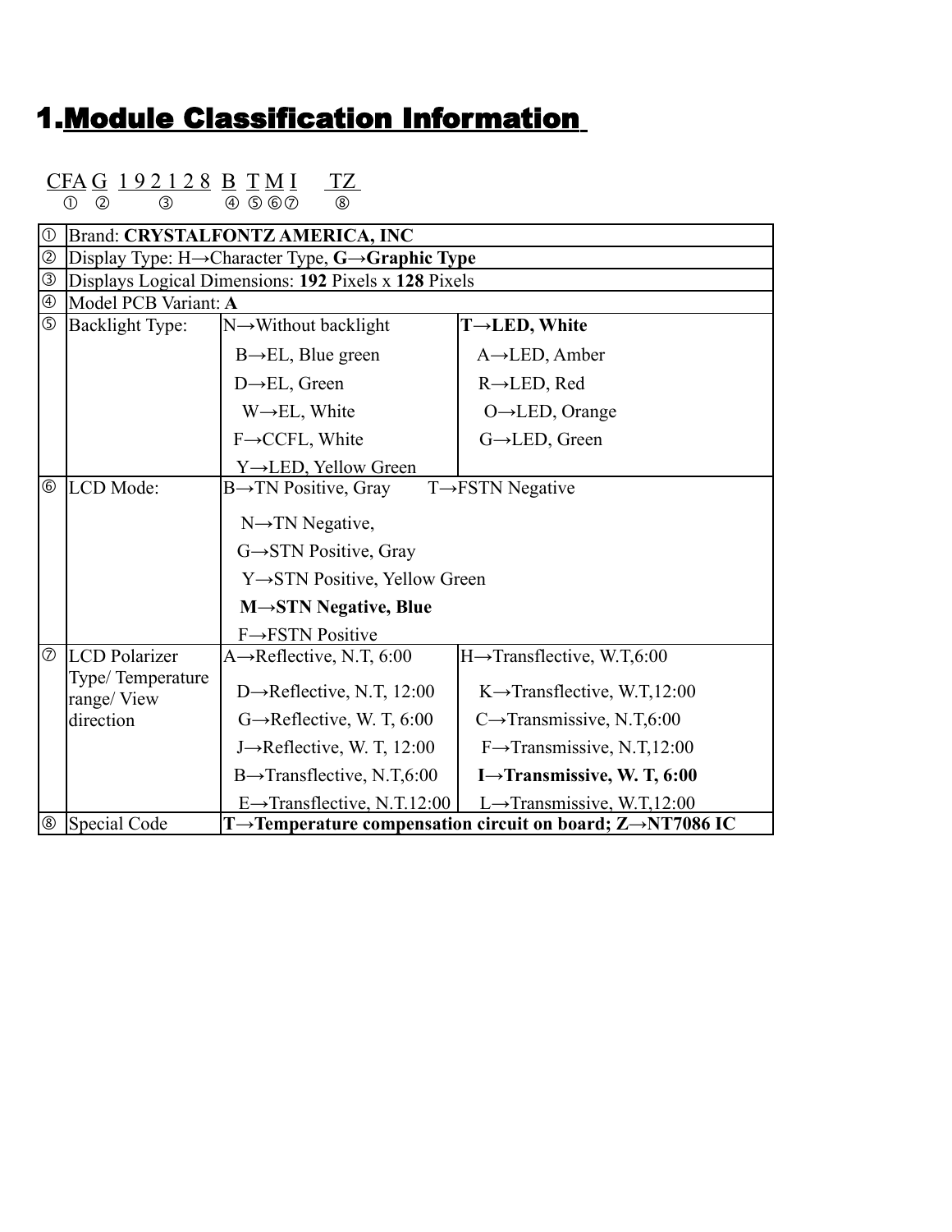# 1.Module Classification Information

```
CFA G  1 9 2 1 2 8  B  T M I     TZ
 ①   ②       ③        ④ ⑤ ⑥⑦      ⑧
```

| | | | |
|---|---|---|---|
| ① | Brand: **CRYSTALFONTZ AMERICA, INC** | | |
| ② | Display Type: H→Character Type, **G→Graphic Type** | | |
| ③ | Displays Logical Dimensions: **192** Pixels x **128** Pixels | | |
| ④ | Model PCB Variant: **A** | | |
| ⑤ | Backlight Type: | N→Without backlight<br>B→EL, Blue green<br>D→EL, Green<br>W→EL, White<br>F→CCFL, White<br>Y→LED, Yellow Green | **T→LED, White**<br>A→LED, Amber<br>R→LED, Red<br>O→LED, Orange<br>G→LED, Green |
| ⑥ | LCD Mode: | B→TN Positive, Gray<br>N→TN Negative,<br>G→STN Positive, Gray<br>Y→STN Positive, Yellow Green<br>**M→STN Negative, Blue**<br>F→FSTN Positive | T→FSTN Negative |
| ⑦ | LCD Polarizer Type/ Temperature range/ View direction | A→Reflective, N.T, 6:00<br>D→Reflective, N.T, 12:00<br>G→Reflective, W. T, 6:00<br>J→Reflective, W. T, 12:00<br>B→Transflective, N.T,6:00<br>E→Transflective, N.T.12:00 | H→Transflective, W.T,6:00<br>K→Transflective, W.T,12:00<br>C→Transmissive, N.T,6:00<br>F→Transmissive, N.T,12:00<br>**I→Transmissive, W. T, 6:00**<br>L→Transmissive, W.T,12:00 |
| ⑧ | Special Code | **T→Temperature compensation circuit on board; Z→NT7086 IC** | |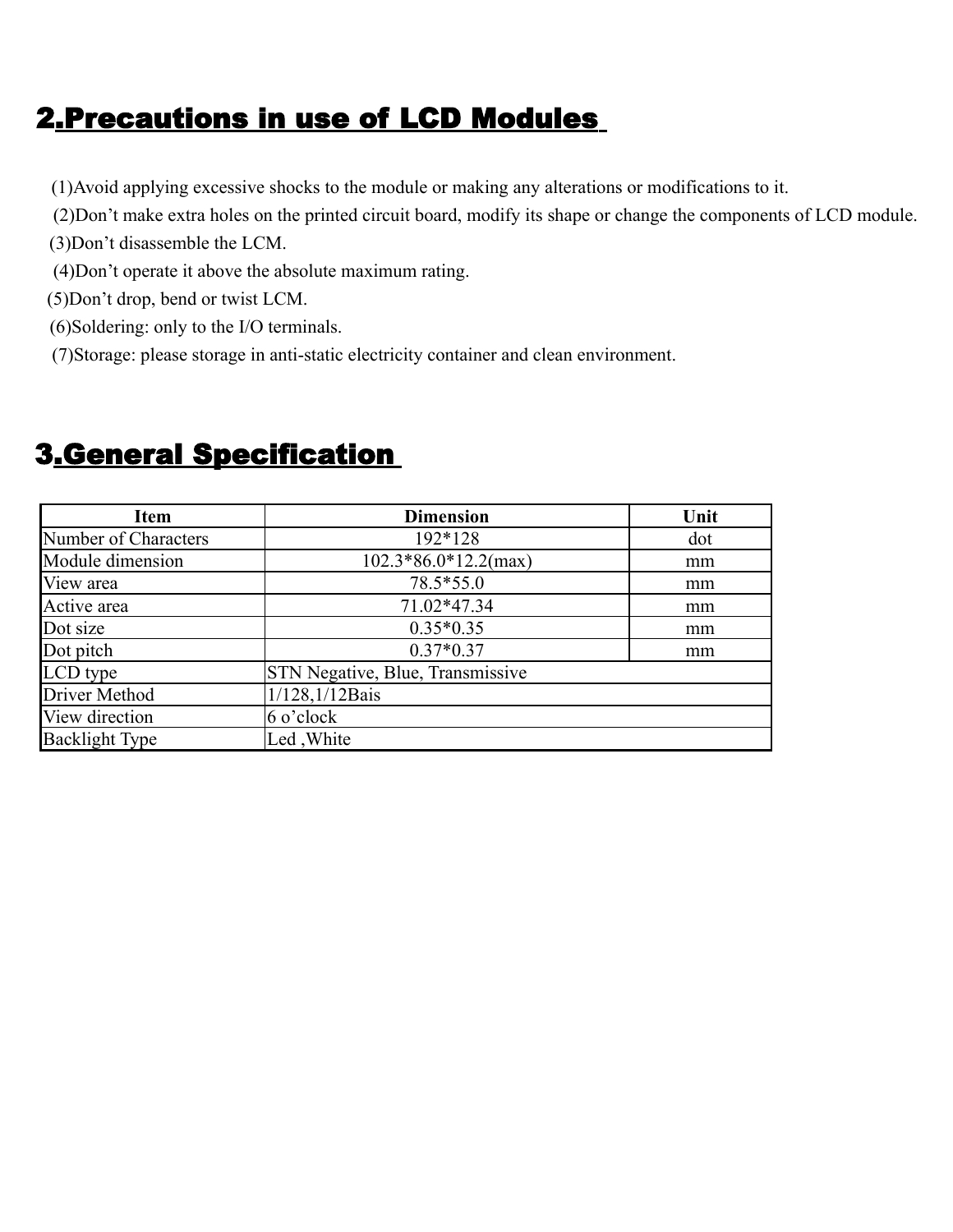## 2.Precautions in use of LCD Modules

(1)Avoid applying excessive shocks to the module or making any alterations or modifications to it.

(2)Don't make extra holes on the printed circuit board, modify its shape or change the components of LCD module.

(3)Don't disassemble the LCM.

(4)Don't operate it above the absolute maximum rating.

(5)Don't drop, bend or twist LCM.

(6)Soldering: only to the I/O terminals.

(7)Storage: please storage in anti-static electricity container and clean environment.

## 3.General Specification

| Item | Dimension | Unit |
|---|---|---|
| Number of Characters | 192*128 | dot |
| Module dimension | 102.3*86.0*12.2(max) | mm |
| View area | 78.5*55.0 | mm |
| Active area | 71.02*47.34 | mm |
| Dot size | 0.35*0.35 | mm |
| Dot pitch | 0.37*0.37 | mm |
| LCD type | STN Negative, Blue, Transmissive | |
| Driver Method | 1/128,1/12Bais | |
| View direction | 6 o'clock | |
| Backlight Type | Led ,White | |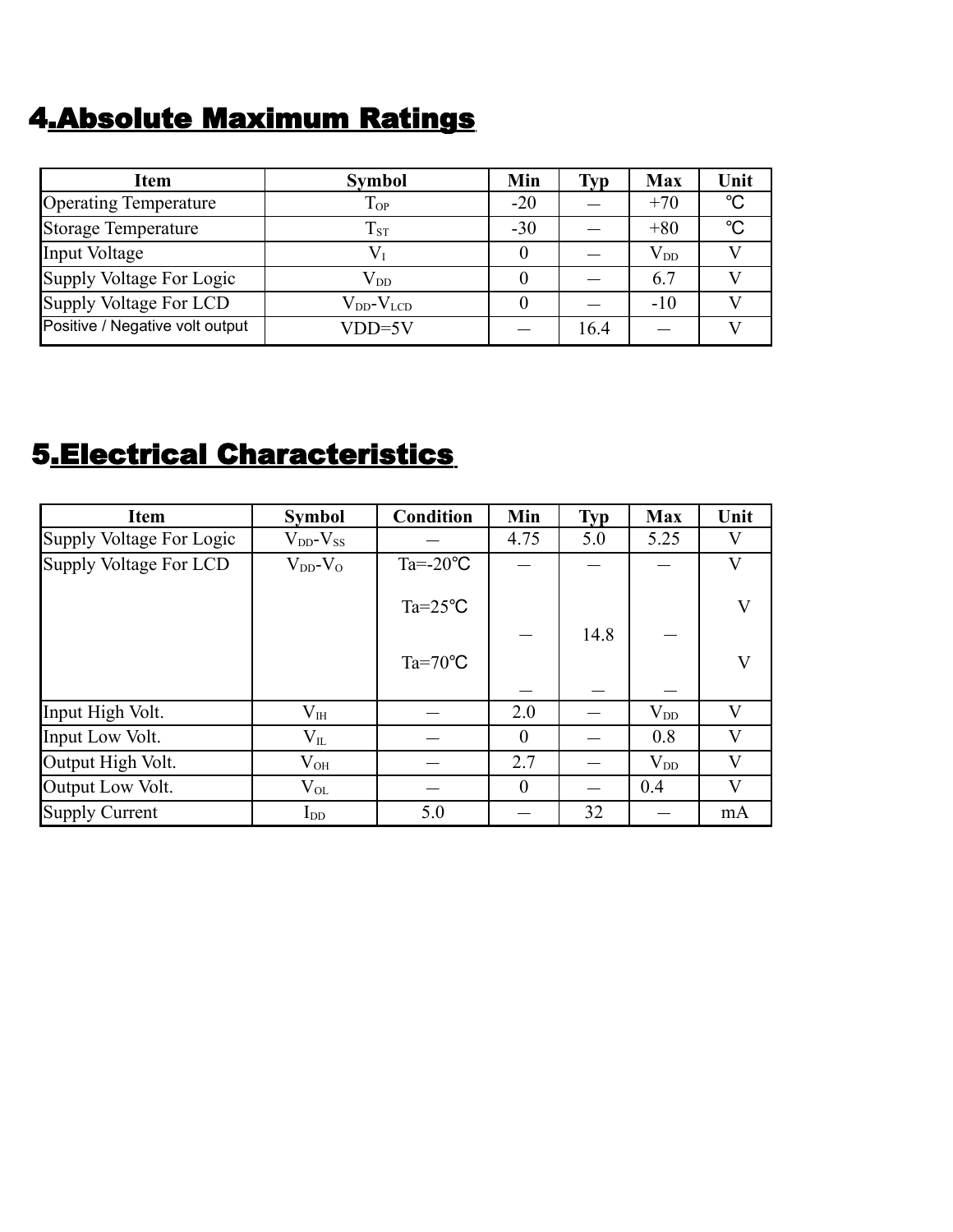# 4.Absolute Maximum Ratings

| Item | Symbol | Min | Typ | Max | Unit |
|---|---|---|---|---|---|
| Operating Temperature | $T_{OP}$ | -20 | — | +70 | ℃ |
| Storage Temperature | $T_{ST}$ | -30 | — | +80 | ℃ |
| Input Voltage | $V_I$ | 0 | — | $V_{DD}$ | V |
| Supply Voltage For Logic | $V_{DD}$ | 0 | — | 6.7 | V |
| Supply Voltage For LCD | $V_{DD}$-$V_{LCD}$ | 0 | — | -10 | V |
| Positive / Negative volt output | VDD=5V | — | 16.4 | — | V |

# 5.Electrical Characteristics

| Item | Symbol | Condition | Min | Typ | Max | Unit |
|---|---|---|---|---|---|---|
| Supply Voltage For Logic | $V_{DD}$-$V_{SS}$ | — | 4.75 | 5.0 | 5.25 | V |
| Supply Voltage For LCD | $V_{DD}$-$V_O$ | Ta=-20℃ | — | — | — | V |
| | | Ta=25℃ | — | 14.8 | — | V |
| | | Ta=70℃ | — | — | — | V |
| Input High Volt. | $V_{IH}$ | — | 2.0 | — | $V_{DD}$ | V |
| Input Low Volt. | $V_{IL}$ | — | 0 | — | 0.8 | V |
| Output High Volt. | $V_{OH}$ | — | 2.7 | — | $V_{DD}$ | V |
| Output Low Volt. | $V_{OL}$ | — | 0 | — | 0.4 | V |
| Supply Current | $I_{DD}$ | 5.0 | — | 32 | — | mA |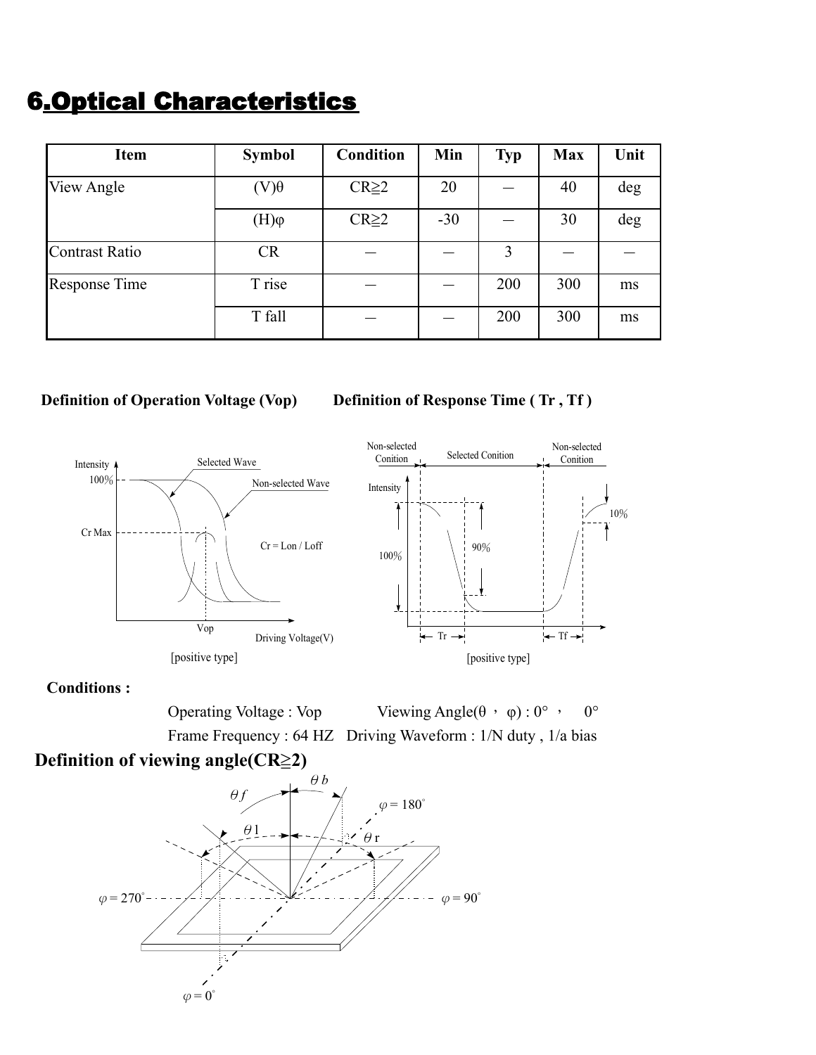# 6.Optical Characteristics

| Item | Symbol | Condition | Min | Typ | Max | Unit |
|---|---|---|---|---|---|---|
| View Angle | (V)θ | CR≧2 | 20 | — | 40 | deg |
| | (H)φ | CR≧2 | -30 | — | 30 | deg |
| Contrast Ratio | CR | — | — | 3 | — | — |
| Response Time | T rise | — | — | 200 | 300 | ms |
| | T fall | — | — | 200 | 300 | ms |

**Definition of Operation Voltage (Vop)**

**Definition of Response Time ( Tr , Tf )**

[positive type]

[positive type]

**Conditions :**

Operating Voltage : Vop Viewing Angle(θ ， φ) : 0° ， 0°

Frame Frequency : 64 HZ Driving Waveform : 1/N duty , 1/a bias

## Definition of viewing angle(CR≧2)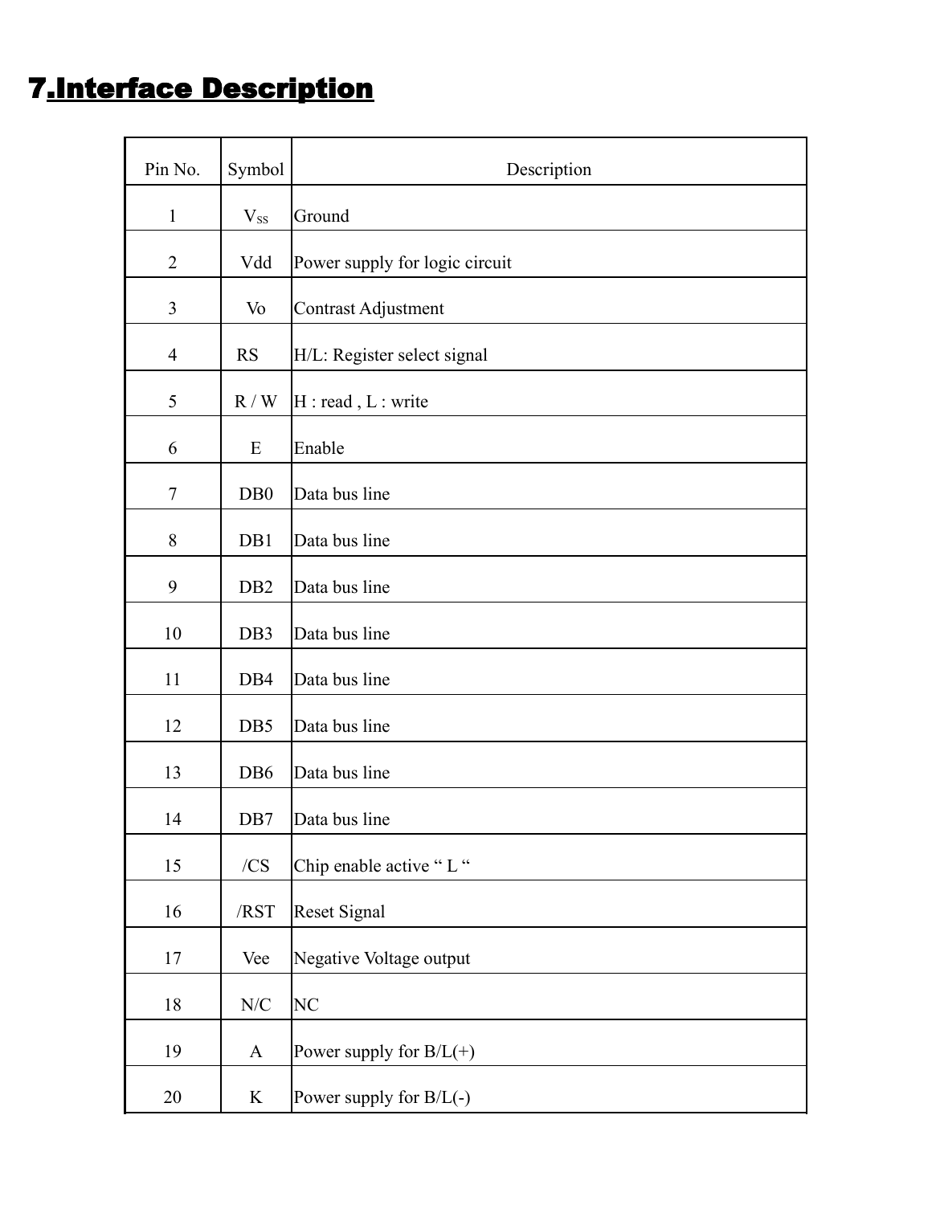# 7.Interface Description

| Pin No. | Symbol | Description |
|---|---|---|
| 1 | $V_{SS}$ | Ground |
| 2 | Vdd | Power supply for logic circuit |
| 3 | Vo | Contrast Adjustment |
| 4 | RS | H/L: Register select signal |
| 5 | R / W | H : read , L : write |
| 6 | E | Enable |
| 7 | DB0 | Data bus line |
| 8 | DB1 | Data bus line |
| 9 | DB2 | Data bus line |
| 10 | DB3 | Data bus line |
| 11 | DB4 | Data bus line |
| 12 | DB5 | Data bus line |
| 13 | DB6 | Data bus line |
| 14 | DB7 | Data bus line |
| 15 | /CS | Chip enable active " L " |
| 16 | /RST | Reset Signal |
| 17 | Vee | Negative Voltage output |
| 18 | N/C | NC |
| 19 | A | Power supply for B/L(+) |
| 20 | K | Power supply for B/L(-) |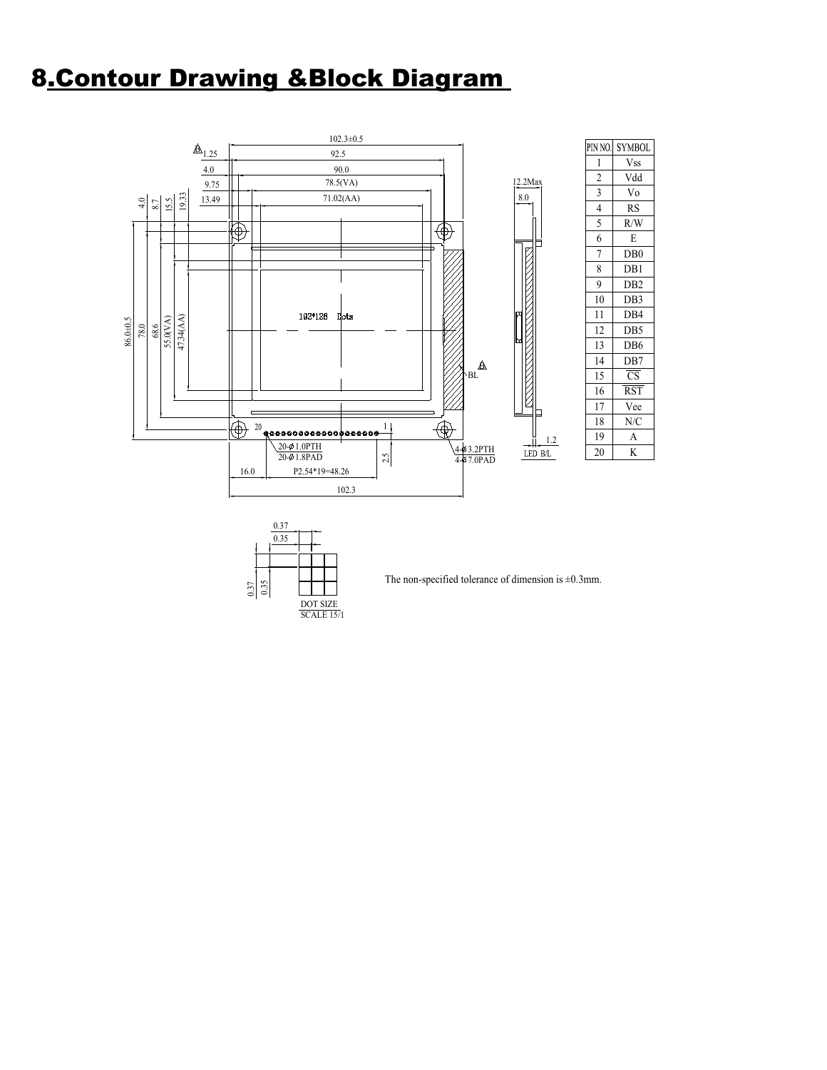# 8. Contour Drawing &Block Diagram

| PIN NO. | SYMBOL |
| --- | --- |
| 1 | Vss |
| 2 | Vdd |
| 3 | Vo |
| 4 | RS |
| 5 | R/W |
| 6 | E |
| 7 | DB0 |
| 8 | DB1 |
| 9 | DB2 |
| 10 | DB3 |
| 11 | DB4 |
| 12 | DB5 |
| 13 | DB6 |
| 14 | DB7 |
| 15 | $\overline{CS}$ |
| 16 | $\overline{RST}$ |
| 17 | Vee |
| 18 | N/C |
| 19 | A |
| 20 | K |

The non-specified tolerance of dimension is ±0.3mm.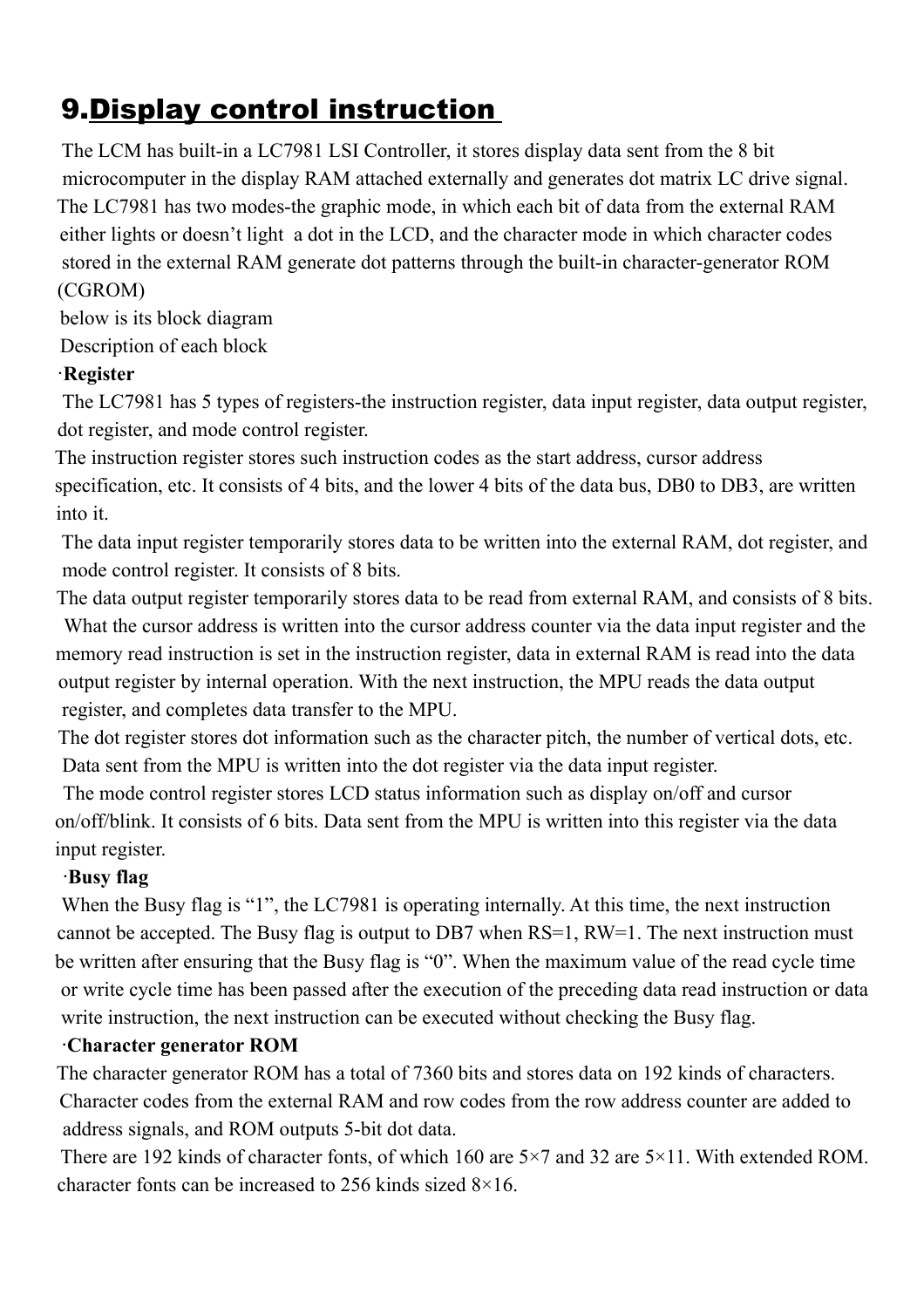# 9. Display control instruction

The LCM has built-in a LC7981 LSI Controller, it stores display data sent from the 8 bit microcomputer in the display RAM attached externally and generates dot matrix LC drive signal. The LC7981 has two modes-the graphic mode, in which each bit of data from the external RAM either lights or doesn't light a dot in the LCD, and the character mode in which character codes stored in the external RAM generate dot patterns through the built-in character-generator ROM (CGROM)

below is its block diagram

Description of each block

**·Register**

The LC7981 has 5 types of registers-the instruction register, data input register, data output register, dot register, and mode control register.

The instruction register stores such instruction codes as the start address, cursor address specification, etc. It consists of 4 bits, and the lower 4 bits of the data bus, DB0 to DB3, are written into it.

The data input register temporarily stores data to be written into the external RAM, dot register, and mode control register. It consists of 8 bits.

The data output register temporarily stores data to be read from external RAM, and consists of 8 bits.

What the cursor address is written into the cursor address counter via the data input register and the memory read instruction is set in the instruction register, data in external RAM is read into the data output register by internal operation. With the next instruction, the MPU reads the data output register, and completes data transfer to the MPU.

The dot register stores dot information such as the character pitch, the number of vertical dots, etc. Data sent from the MPU is written into the dot register via the data input register.

The mode control register stores LCD status information such as display on/off and cursor on/off/blink. It consists of 6 bits. Data sent from the MPU is written into this register via the data input register.

**·Busy flag**

When the Busy flag is "1", the LC7981 is operating internally. At this time, the next instruction cannot be accepted. The Busy flag is output to DB7 when RS=1, RW=1. The next instruction must be written after ensuring that the Busy flag is "0". When the maximum value of the read cycle time or write cycle time has been passed after the execution of the preceding data read instruction or data write instruction, the next instruction can be executed without checking the Busy flag.

**·Character generator ROM**

The character generator ROM has a total of 7360 bits and stores data on 192 kinds of characters. Character codes from the external RAM and row codes from the row address counter are added to address signals, and ROM outputs 5-bit dot data.

There are 192 kinds of character fonts, of which 160 are 5×7 and 32 are 5×11. With extended ROM. character fonts can be increased to 256 kinds sized 8×16.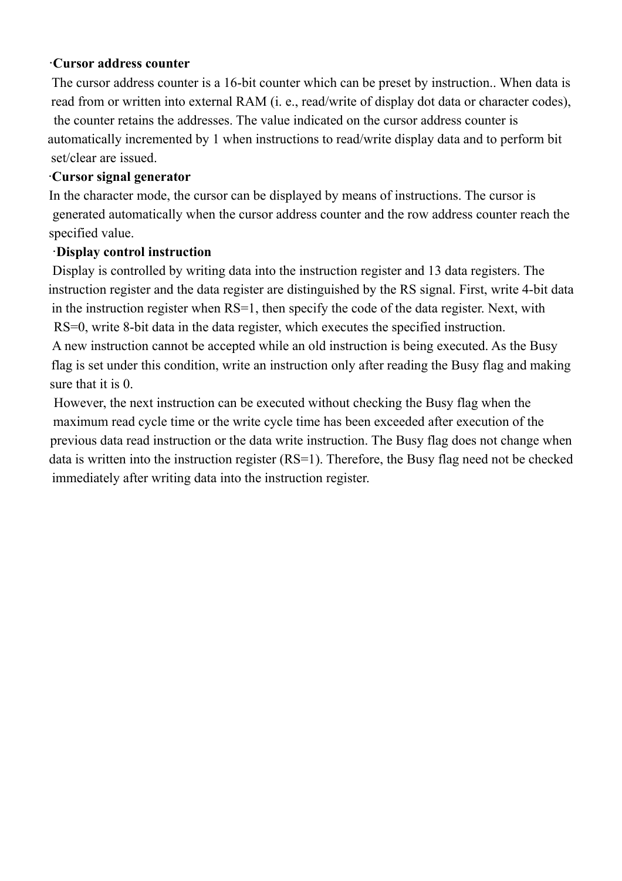**·Cursor address counter**

The cursor address counter is a 16-bit counter which can be preset by instruction.. When data is read from or written into external RAM (i. e., read/write of display dot data or character codes), the counter retains the addresses. The value indicated on the cursor address counter is automatically incremented by 1 when instructions to read/write display data and to perform bit set/clear are issued.

**·Cursor signal generator**

In the character mode, the cursor can be displayed by means of instructions. The cursor is generated automatically when the cursor address counter and the row address counter reach the specified value.

**·Display control instruction**

Display is controlled by writing data into the instruction register and 13 data registers. The instruction register and the data register are distinguished by the RS signal. First, write 4-bit data in the instruction register when RS=1, then specify the code of the data register. Next, with RS=0, write 8-bit data in the data register, which executes the specified instruction.

A new instruction cannot be accepted while an old instruction is being executed. As the Busy flag is set under this condition, write an instruction only after reading the Busy flag and making sure that it is 0.

However, the next instruction can be executed without checking the Busy flag when the maximum read cycle time or the write cycle time has been exceeded after execution of the previous data read instruction or the data write instruction. The Busy flag does not change when data is written into the instruction register (RS=1). Therefore, the Busy flag need not be checked immediately after writing data into the instruction register.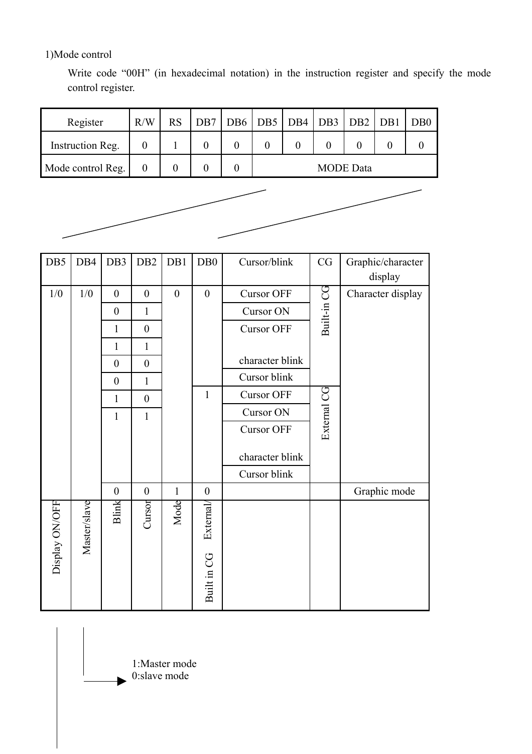1)Mode control

Write code "00H" (in hexadecimal notation) in the instruction register and specify the mode control register.

| Register | R/W | RS | DB7 | DB6 | DB5 | DB4 | DB3 | DB2 | DB1 | DB0 |
|---|---|---|---|---|---|---|---|---|---|---|
| Instruction Reg. | 0 | 1 | 0 | 0 | 0 | 0 | 0 | 0 | 0 | 0 |
| Mode control Reg. | 0 | 0 | 0 | 0 | MODE Data | | | | | |

| DB5 | DB4 | DB3 | DB2 | DB1 | DB0 | Cursor/blink | CG | Graphic/character display |
|---|---|---|---|---|---|---|---|---|
| 1/0 | 1/0 | 0 | 0 | 0 | 0 | Cursor OFF | Built-in CG | Character display |
| | | 0 | 1 | | | Cursor ON | | |
| | | 1 | 0 | | | Cursor OFF character blink | | |
| | | 1 | 1 | | | Cursor blink | | |
| | | 0 | 0 | | 1 | Cursor OFF | External CG | |
| | | 0 | 1 | | | Cursor ON | | |
| | | 1 | 0 | | | Cursor OFF character blink | | |
| | | 1 | 1 | | | Cursor blink | | |
| | | 0 | 0 | 1 | 0 | | | Graphic mode |
| Display ON/OFF | Master/slave | Blink | Cursor | Mode | External/ Built in CG | | | |

1:Master mode
0:slave mode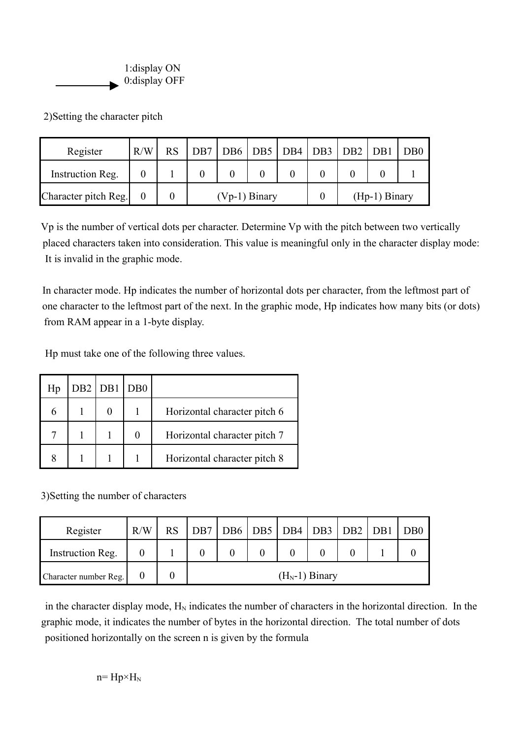1:display ON
0:display OFF

2)Setting the character pitch

| Register | R/W | RS | DB7 | DB6 | DB5 | DB4 | DB3 | DB2 | DB1 | DB0 |
|---|---|---|---|---|---|---|---|---|---|---|
| Instruction Reg. | 0 | 1 | 0 | 0 | 0 | 0 | 0 | 0 | 0 | 1 |
| Character pitch Reg. | 0 | 0 | (Vp-1) Binary | | | | 0 | (Hp-1) Binary | | |

Vp is the number of vertical dots per character. Determine Vp with the pitch between two vertically placed characters taken into consideration. This value is meaningful only in the character display mode: It is invalid in the graphic mode.

In character mode. Hp indicates the number of horizontal dots per character, from the leftmost part of one character to the leftmost part of the next. In the graphic mode, Hp indicates how many bits (or dots) from RAM appear in a 1-byte display.

Hp must take one of the following three values.

| Hp | DB2 | DB1 | DB0 | |
|---|---|---|---|---|
| 6 | 1 | 0 | 1 | Horizontal character pitch 6 |
| 7 | 1 | 1 | 0 | Horizontal character pitch 7 |
| 8 | 1 | 1 | 1 | Horizontal character pitch 8 |

3)Setting the number of characters

| Register | R/W | RS | DB7 | DB6 | DB5 | DB4 | DB3 | DB2 | DB1 | DB0 |
|---|---|---|---|---|---|---|---|---|---|---|
| Instruction Reg. | 0 | 1 | 0 | 0 | 0 | 0 | 0 | 0 | 1 | 0 |
| Character number Reg. | 0 | 0 | ($H_N$-1) Binary | | | | | | | |

in the character display mode, $H_N$ indicates the number of characters in the horizontal direction. In the graphic mode, it indicates the number of bytes in the horizontal direction. The total number of dots positioned horizontally on the screen n is given by the formula

$$n = Hp \times H_N$$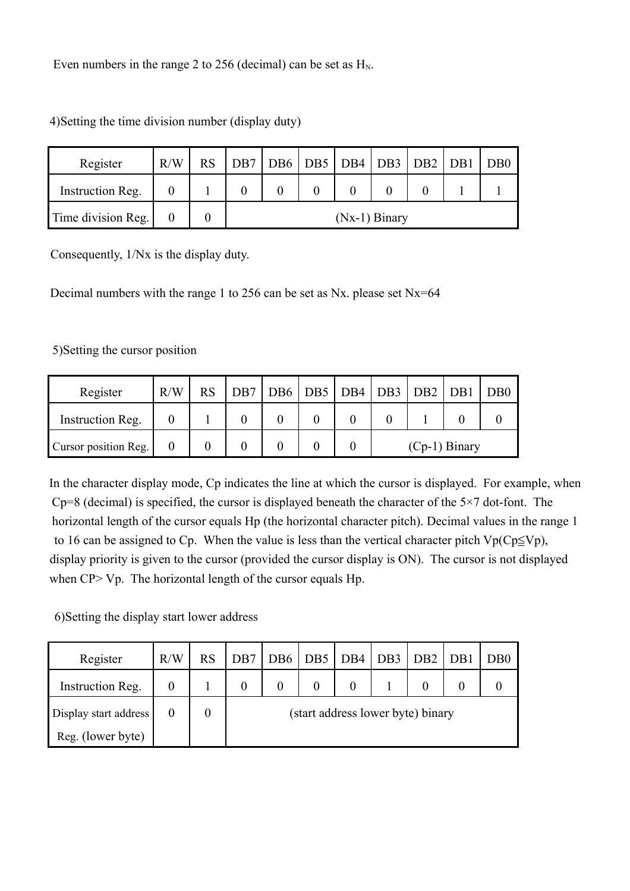Even numbers in the range 2 to 256 (decimal) can be set as $H_N$.

4)Setting the time division number (display duty)

| Register | R/W | RS | DB7 | DB6 | DB5 | DB4 | DB3 | DB2 | DB1 | DB0 |
|---|---|---|---|---|---|---|---|---|---|---|
| Instruction Reg. | 0 | 1 | 0 | 0 | 0 | 0 | 0 | 0 | 1 | 1 |
| Time division Reg. | 0 | 0 | (Nx-1) Binary | | | | | | | |

Consequently, 1/Nx is the display duty.

Decimal numbers with the range 1 to 256 can be set as Nx. please set Nx=64

5)Setting the cursor position

| Register | R/W | RS | DB7 | DB6 | DB5 | DB4 | DB3 | DB2 | DB1 | DB0 |
|---|---|---|---|---|---|---|---|---|---|---|
| Instruction Reg. | 0 | 1 | 0 | 0 | 0 | 0 | 0 | 1 | 0 | 0 |
| Cursor position Reg. | 0 | 0 | 0 | 0 | 0 | 0 | (Cp-1) Binary | | | |

In the character display mode, Cp indicates the line at which the cursor is displayed. For example, when Cp=8 (decimal) is specified, the cursor is displayed beneath the character of the 5×7 dot-font. The horizontal length of the cursor equals Hp (the horizontal character pitch). Decimal values in the range 1 to 16 can be assigned to Cp. When the value is less than the vertical character pitch Vp(Cp≦Vp), display priority is given to the cursor (provided the cursor display is ON). The cursor is not displayed when CP> Vp. The horizontal length of the cursor equals Hp.

6)Setting the display start lower address

| Register | R/W | RS | DB7 | DB6 | DB5 | DB4 | DB3 | DB2 | DB1 | DB0 |
|---|---|---|---|---|---|---|---|---|---|---|
| Instruction Reg. | 0 | 1 | 0 | 0 | 0 | 0 | 1 | 0 | 0 | 0 |
| Display start address Reg. (lower byte) | 0 | 0 | (start address lower byte) binary | | | | | | | |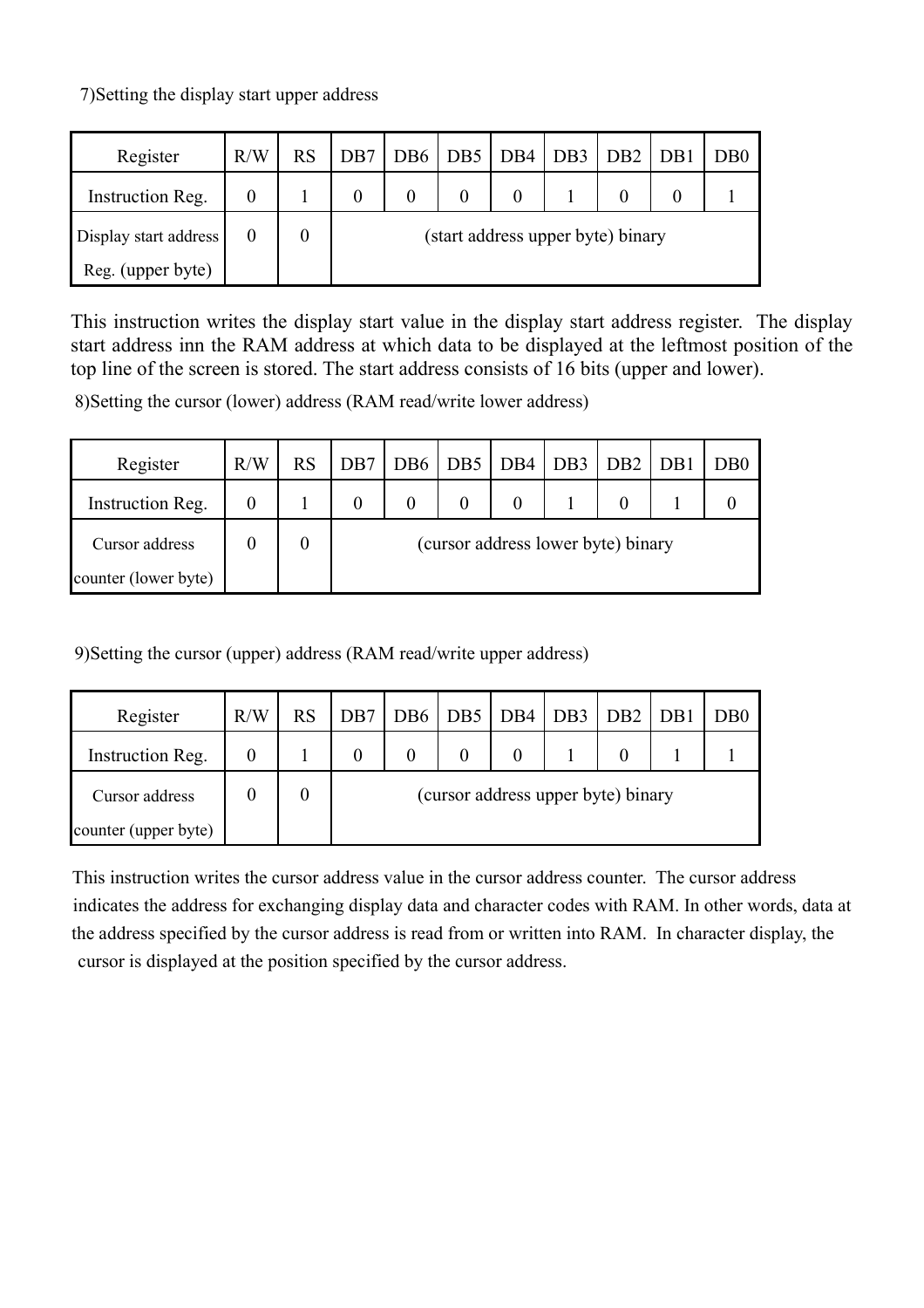7)Setting the display start upper address

| Register | R/W | RS | DB7 | DB6 | DB5 | DB4 | DB3 | DB2 | DB1 | DB0 |
|---|---|---|---|---|---|---|---|---|---|---|
| Instruction Reg. | 0 | 1 | 0 | 0 | 0 | 0 | 1 | 0 | 0 | 1 |
| Display start address Reg. (upper byte) | 0 | 0 | (start address upper byte) binary | | | | | | | |

This instruction writes the display start value in the display start address register. The display start address inn the RAM address at which data to be displayed at the leftmost position of the top line of the screen is stored. The start address consists of 16 bits (upper and lower).

8)Setting the cursor (lower) address (RAM read/write lower address)

| Register | R/W | RS | DB7 | DB6 | DB5 | DB4 | DB3 | DB2 | DB1 | DB0 |
|---|---|---|---|---|---|---|---|---|---|---|
| Instruction Reg. | 0 | 1 | 0 | 0 | 0 | 0 | 1 | 0 | 1 | 0 |
| Cursor address counter (lower byte) | 0 | 0 | (cursor address lower byte) binary | | | | | | | |

9)Setting the cursor (upper) address (RAM read/write upper address)

| Register | R/W | RS | DB7 | DB6 | DB5 | DB4 | DB3 | DB2 | DB1 | DB0 |
|---|---|---|---|---|---|---|---|---|---|---|
| Instruction Reg. | 0 | 1 | 0 | 0 | 0 | 0 | 1 | 0 | 1 | 1 |
| Cursor address counter (upper byte) | 0 | 0 | (cursor address upper byte) binary | | | | | | | |

This instruction writes the cursor address value in the cursor address counter. The cursor address indicates the address for exchanging display data and character codes with RAM. In other words, data at the address specified by the cursor address is read from or written into RAM. In character display, the cursor is displayed at the position specified by the cursor address.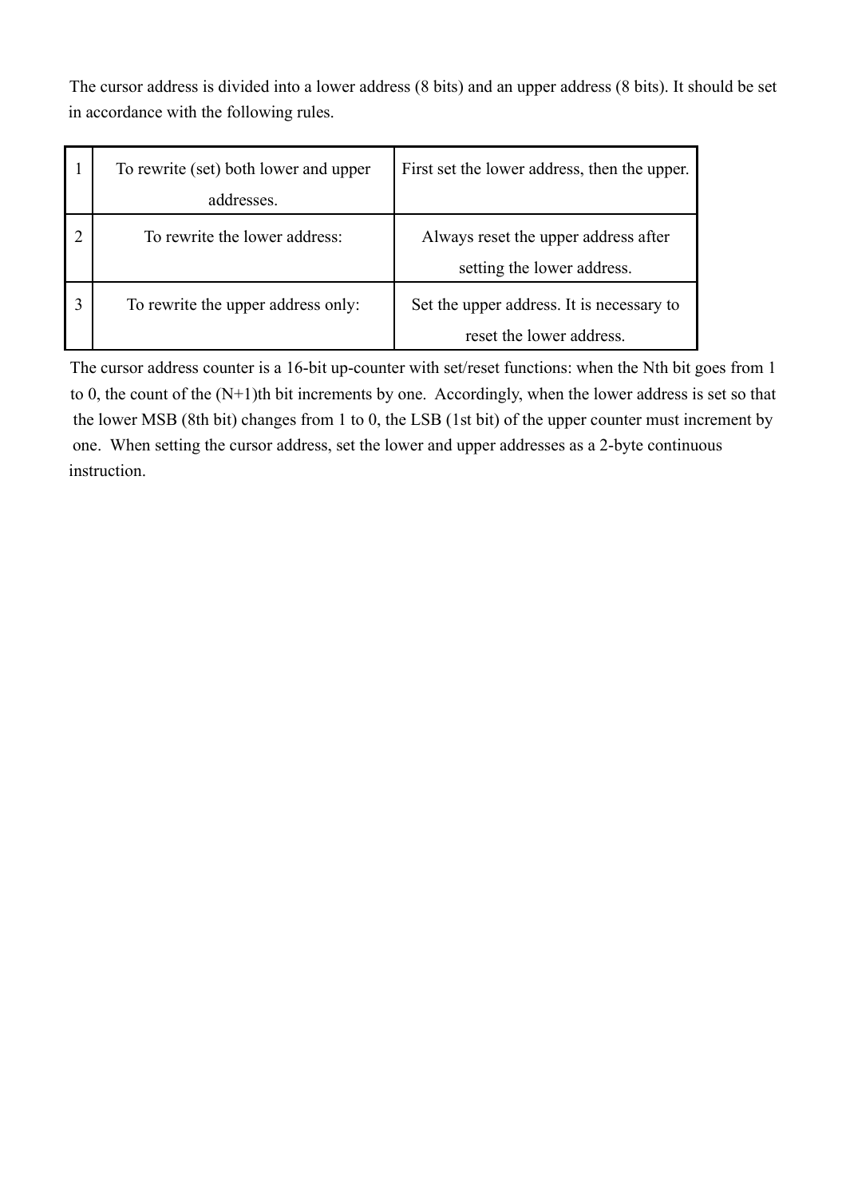The cursor address is divided into a lower address (8 bits) and an upper address (8 bits). It should be set in accordance with the following rules.

| | | |
|---|---|---|
| 1 | To rewrite (set) both lower and upper addresses. | First set the lower address, then the upper. |
| 2 | To rewrite the lower address: | Always reset the upper address after setting the lower address. |
| 3 | To rewrite the upper address only: | Set the upper address. It is necessary to reset the lower address. |

The cursor address counter is a 16-bit up-counter with set/reset functions: when the Nth bit goes from 1 to 0, the count of the (N+1)th bit increments by one. Accordingly, when the lower address is set so that the lower MSB (8th bit) changes from 1 to 0, the LSB (1st bit) of the upper counter must increment by one. When setting the cursor address, set the lower and upper addresses as a 2-byte continuous instruction.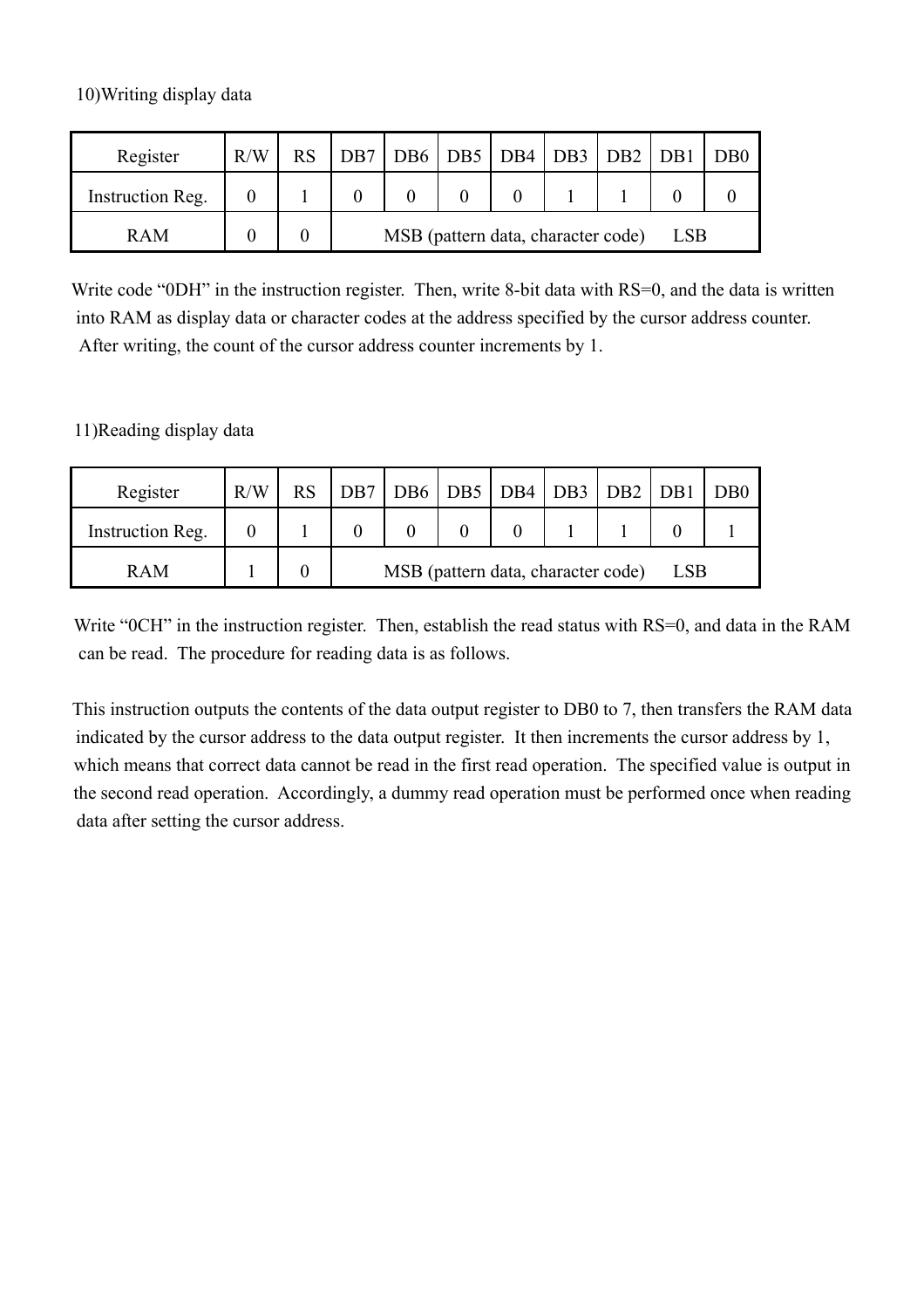10)Writing display data

| Register | R/W | RS | DB7 | DB6 | DB5 | DB4 | DB3 | DB2 | DB1 | DB0 |
|---|---|---|---|---|---|---|---|---|---|---|
| Instruction Reg. | 0 | 1 | 0 | 0 | 0 | 0 | 1 | 1 | 0 | 0 |
| RAM | 0 | 0 | MSB (pattern data, character code) LSB | | | | | | | |

Write code “0DH” in the instruction register. Then, write 8-bit data with RS=0, and the data is written into RAM as display data or character codes at the address specified by the cursor address counter. After writing, the count of the cursor address counter increments by 1.

11)Reading display data

| Register | R/W | RS | DB7 | DB6 | DB5 | DB4 | DB3 | DB2 | DB1 | DB0 |
|---|---|---|---|---|---|---|---|---|---|---|
| Instruction Reg. | 0 | 1 | 0 | 0 | 0 | 0 | 1 | 1 | 0 | 1 |
| RAM | 1 | 0 | MSB (pattern data, character code) LSB | | | | | | | |

Write “0CH” in the instruction register. Then, establish the read status with RS=0, and data in the RAM can be read. The procedure for reading data is as follows.

This instruction outputs the contents of the data output register to DB0 to 7, then transfers the RAM data indicated by the cursor address to the data output register. It then increments the cursor address by 1, which means that correct data cannot be read in the first read operation. The specified value is output in the second read operation. Accordingly, a dummy read operation must be performed once when reading data after setting the cursor address.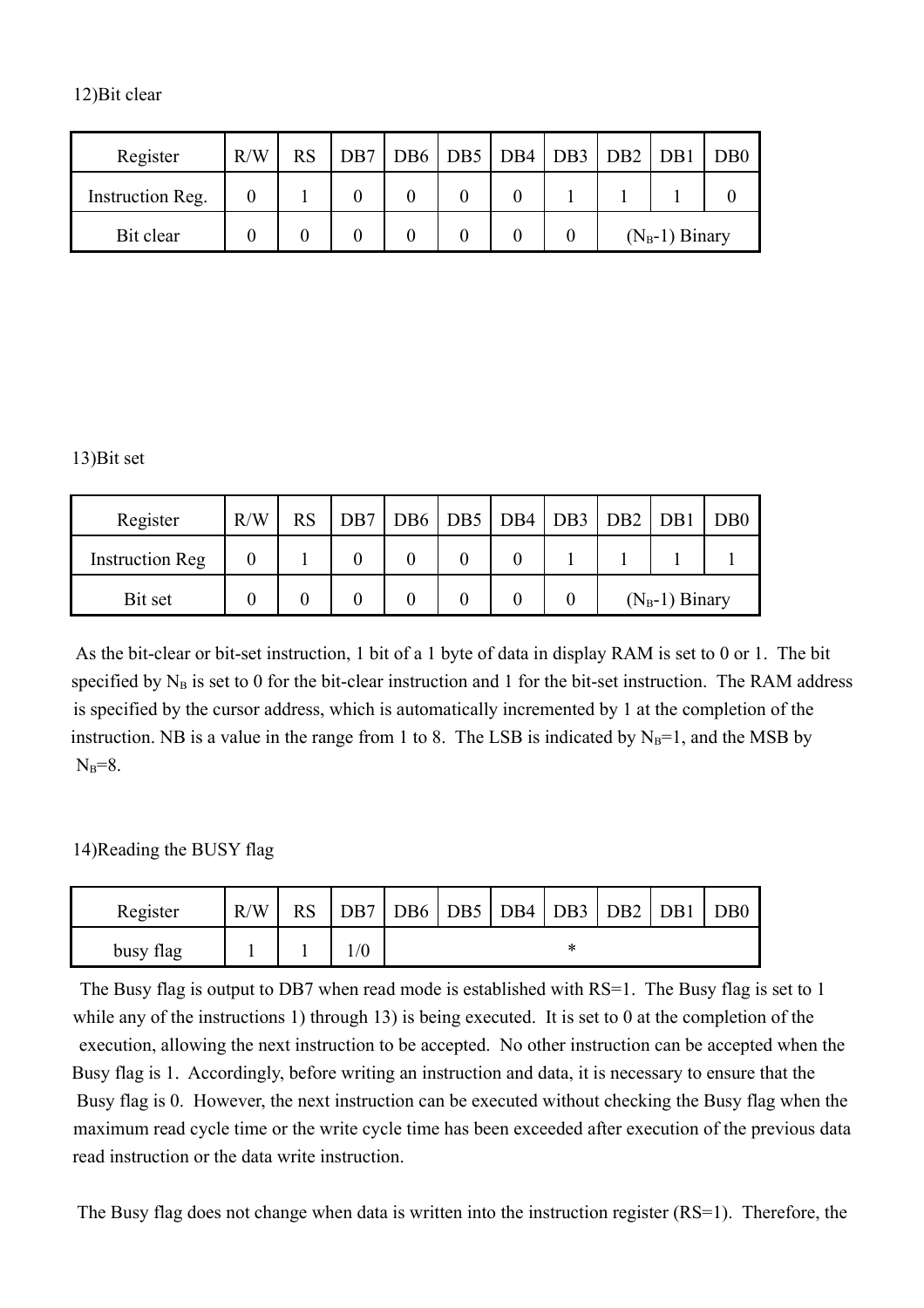12)Bit clear

| Register | R/W | RS | DB7 | DB6 | DB5 | DB4 | DB3 | DB2 | DB1 | DB0 |
|---|---|---|---|---|---|---|---|---|---|---|
| Instruction Reg. | 0 | 1 | 0 | 0 | 0 | 0 | 1 | 1 | 1 | 0 |
| Bit clear | 0 | 0 | 0 | 0 | 0 | 0 | 0 | ($N_B$-1) Binary | | |

13)Bit set

| Register | R/W | RS | DB7 | DB6 | DB5 | DB4 | DB3 | DB2 | DB1 | DB0 |
|---|---|---|---|---|---|---|---|---|---|---|
| Instruction Reg | 0 | 1 | 0 | 0 | 0 | 0 | 1 | 1 | 1 | 1 |
| Bit set | 0 | 0 | 0 | 0 | 0 | 0 | 0 | ($N_B$-1) Binary | | |

As the bit-clear or bit-set instruction, 1 bit of a 1 byte of data in display RAM is set to 0 or 1. The bit specified by $N_B$ is set to 0 for the bit-clear instruction and 1 for the bit-set instruction. The RAM address is specified by the cursor address, which is automatically incremented by 1 at the completion of the instruction. NB is a value in the range from 1 to 8. The LSB is indicated by $N_B$=1, and the MSB by $N_B$=8.

14)Reading the BUSY flag

| Register | R/W | RS | DB7 | DB6 | DB5 | DB4 | DB3 | DB2 | DB1 | DB0 |
|---|---|---|---|---|---|---|---|---|---|---|
| busy flag | 1 | 1 | 1/0 | | | | * | | | |

The Busy flag is output to DB7 when read mode is established with RS=1. The Busy flag is set to 1 while any of the instructions 1) through 13) is being executed. It is set to 0 at the completion of the execution, allowing the next instruction to be accepted. No other instruction can be accepted when the Busy flag is 1. Accordingly, before writing an instruction and data, it is necessary to ensure that the Busy flag is 0. However, the next instruction can be executed without checking the Busy flag when the maximum read cycle time or the write cycle time has been exceeded after execution of the previous data read instruction or the data write instruction.

The Busy flag does not change when data is written into the instruction register (RS=1). Therefore, the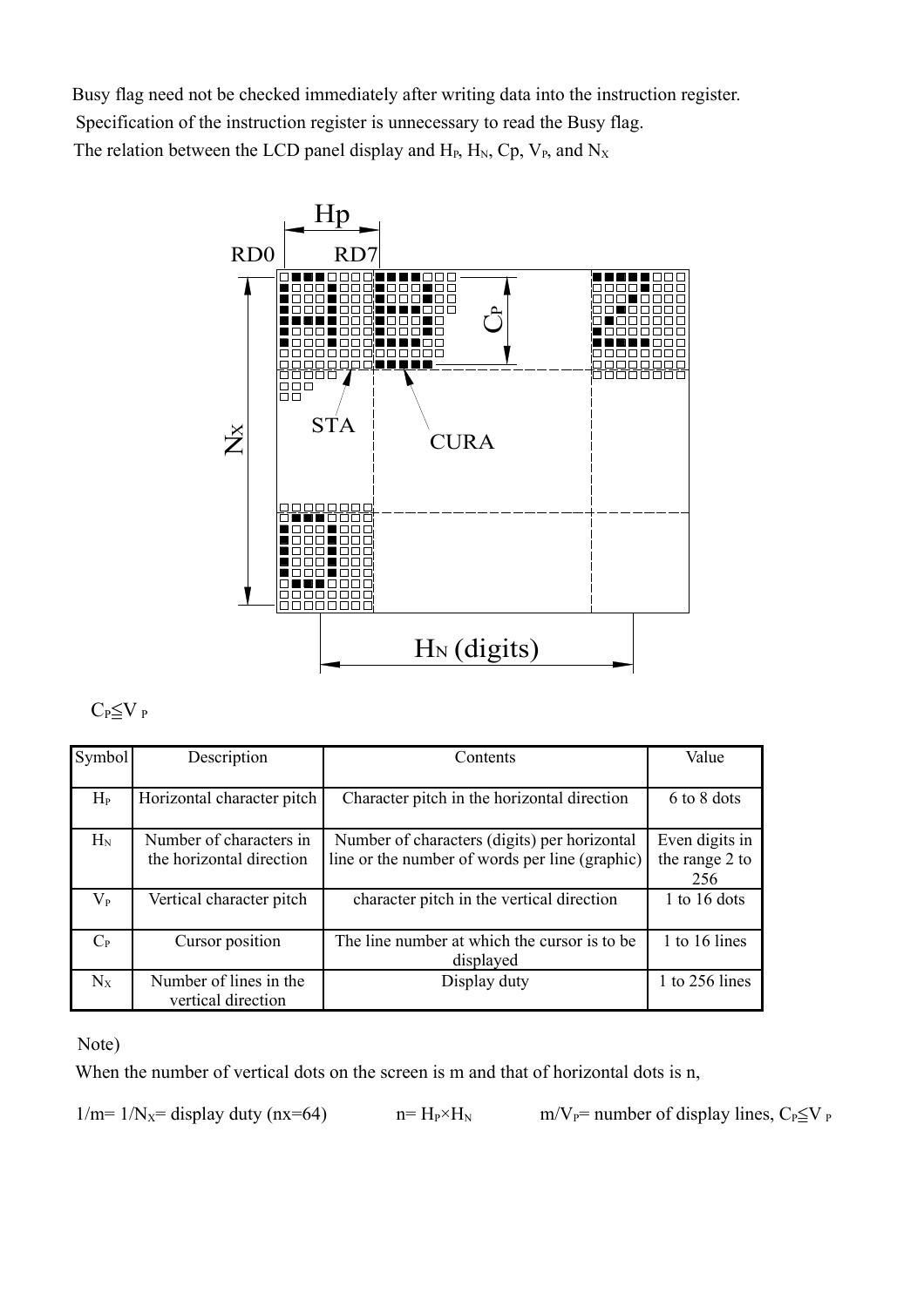Busy flag need not be checked immediately after writing data into the instruction register.

Specification of the instruction register is unnecessary to read the Busy flag.

The relation between the LCD panel display and $H_P$, $H_N$, Cp, $V_P$, and $N_X$

$C_P \leqq V_P$

| Symbol | Description | Contents | Value |
|---|---|---|---|
| $H_P$ | Horizontal character pitch | Character pitch in the horizontal direction | 6 to 8 dots |
| $H_N$ | Number of characters in the horizontal direction | Number of characters (digits) per horizontal line or the number of words per line (graphic) | Even digits in the range 2 to 256 |
| $V_P$ | Vertical character pitch | character pitch in the vertical direction | 1 to 16 dots |
| $C_P$ | Cursor position | The line number at which the cursor is to be displayed | 1 to 16 lines |
| $N_X$ | Number of lines in the vertical direction | Display duty | 1 to 256 lines |

Note)

When the number of vertical dots on the screen is m and that of horizontal dots is n,

$1/m = 1/N_X =$ display duty (nx=64)　　　$n = H_P \times H_N$　　　$m/V_P =$ number of display lines, $C_P \leqq V_P$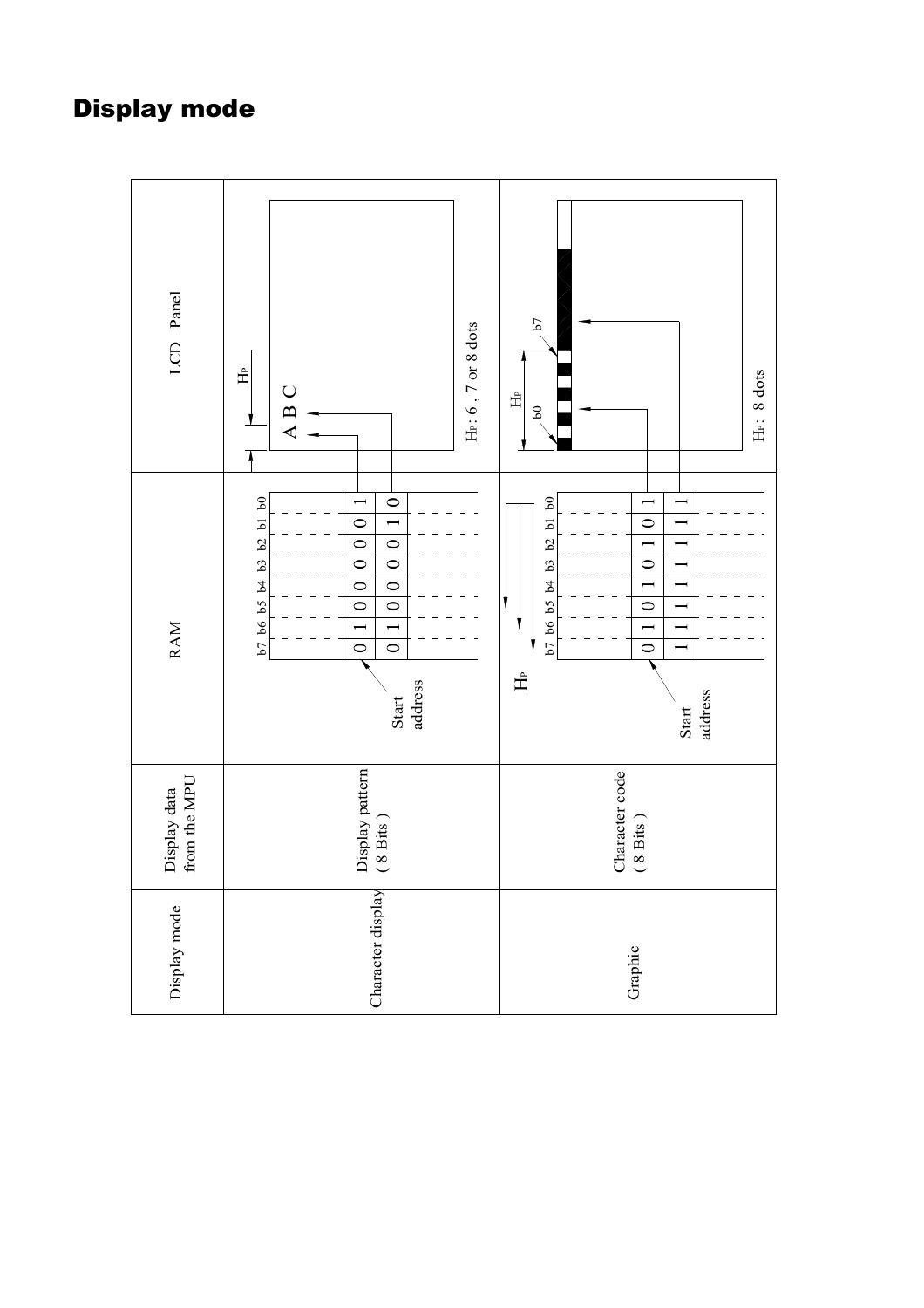## Display mode

| Display mode | Display data from the MPU | RAM | LCD Panel |
|---|---|---|---|
| Character display | Display pattern ( 8 Bits ) | b7 b6 b5 b4 b3 b2 b1 b0<br>0 1 0 0 0 0 0 1<br>0 1 0 0 0 0 1 0<br>Start address | A B C<br>$H_P$: 6 , 7 or 8 dots |
| Graphic | Character code ( 8 Bits ) | $H_P$<br>b7 b6 b5 b4 b3 b2 b1 b0<br>0 1 0 1 0 1 0 1<br>1 1 1 1 1 1 1 1<br>Start address | b0 … b7<br>$H_P$: 8 dots |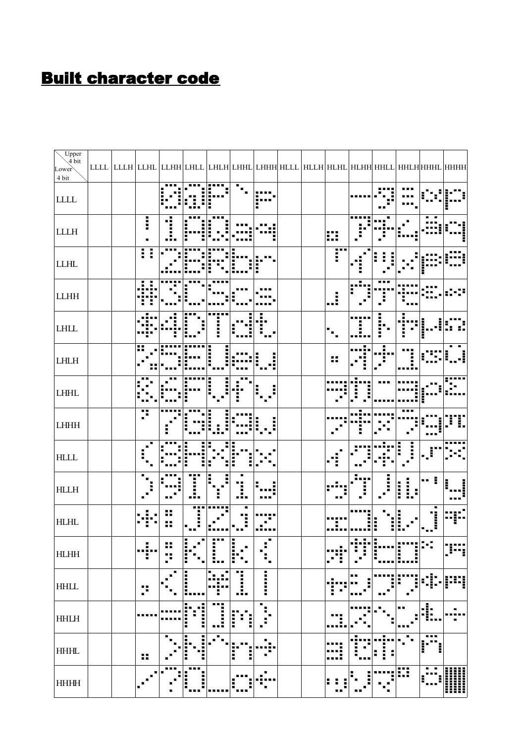# Built character code

| Upper 4 bit / Lower 4 bit | LLLL | LLLH | LLHL | LLHH | LHLL | LHLH | LHHL | LHHH | HLLL | HLLH | HLHL | HLHH | HHLL | HHLH | HHHL | HHHH |
|---|---|---|---|---|---|---|---|---|---|---|---|---|---|---|---|---|
| LLLL | | | | 0 | @ | P | ` | p | | | | ー | タ | ミ | α | p |
| LLLH | | | ! | 1 | A | Q | a | q | | | 。 | ア | チ | ム | ä | q |
| LLHL | | | " | 2 | B | R | b | r | | | 「 | イ | ツ | メ | β | θ |
| LLHH | | | # | 3 | C | S | c | s | | | 」 | ウ | テ | モ | ε | ∞ |
| LHLL | | | $ | 4 | D | T | d | t | | | 、 | エ | ト | ヤ | μ | Ω |
| LHLH | | | % | 5 | E | U | e | u | | | ・ | オ | ナ | ユ | σ | ü |
| LHHL | | | & | 6 | F | V | f | v | | | ヲ | カ | ニ | ヨ | ρ | Σ |
| LHHH | | | ' | 7 | G | W | g | w | | | ァ | キ | ヌ | ラ | g | π |
| HLLL | | | ( | 8 | H | X | h | x | | | ィ | ク | ネ | リ | √ | x̄ |
| HLLH | | | ) | 9 | I | Y | i | y | | | ゥ | ケ | ノ | ル | ⁻¹ | y |
| HLHL | | | * | : | J | Z | j | z | | | ェ | コ | ハ | レ | j | 千 |
| HLHH | | | + | ; | K | [ | k | { | | | ォ | サ | ヒ | ロ | ˣ | 万 |
| HHLL | | | , | < | L | ¥ | l | \| | | | ャ | シ | フ | ワ | ¢ | 円 |
| HHLH | | | - | = | M | ] | m | } | | | ュ | ス | ヘ | ン | £ | ÷ |
| HHHL | | | . | > | N | ^ | n | → | | | ョ | セ | ホ | ゛ | ñ | |
| HHHH | | | / | ? | O | _ | o | ← | | | ッ | ソ | マ | ゜ | ö | █ |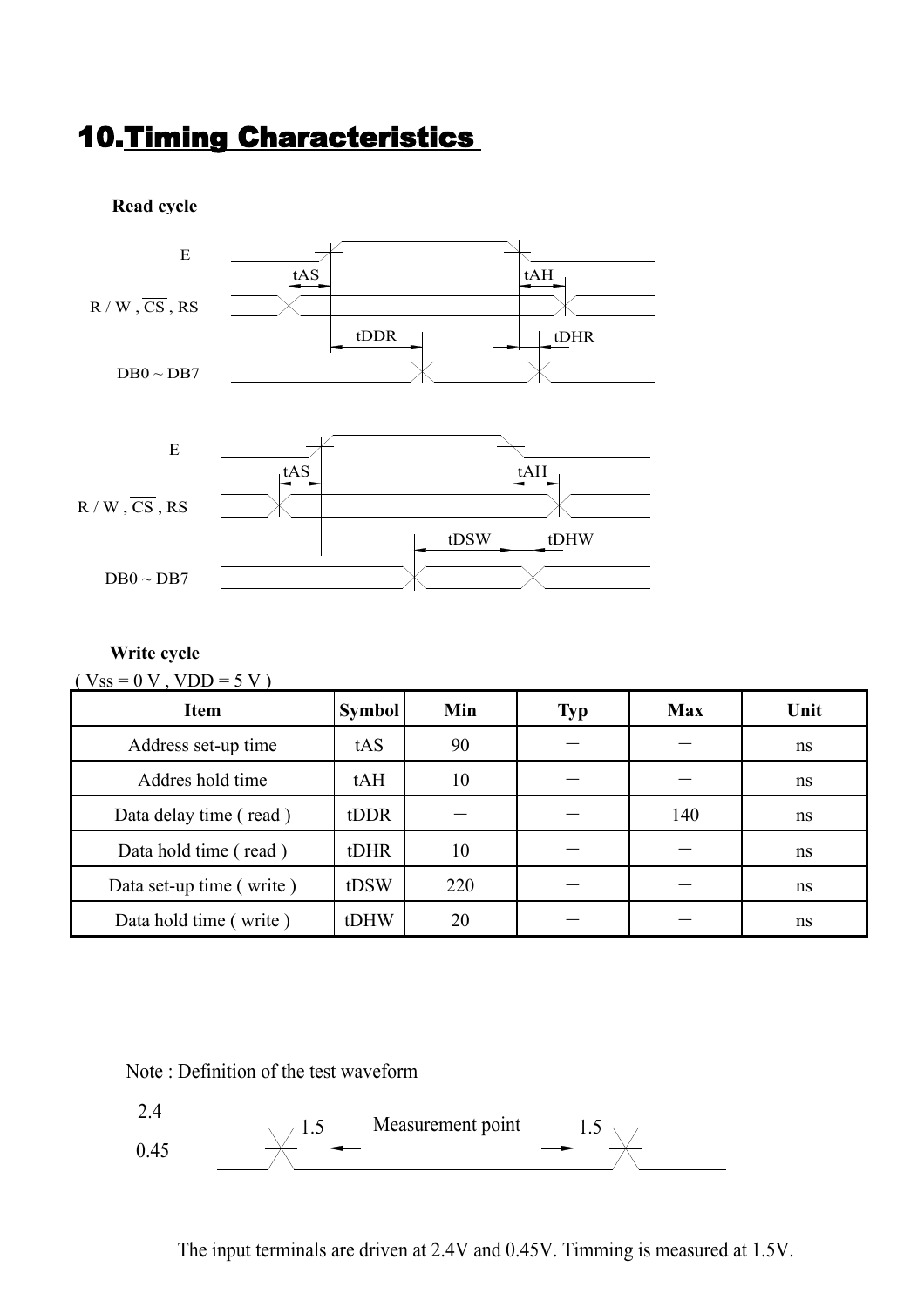# 10.Timing Characteristics

**Read cycle**

E

tAS tAH

R / W , $\overline{CS}$ , RS

tDDR tDHR

DB0 ~ DB7

E

tAS tAH

R / W , $\overline{CS}$ , RS

tDSW tDHW

DB0 ~ DB7

**Write cycle**

( Vss = 0 V , VDD = 5 V )

| Item | Symbol | Min | Typ | Max | Unit |
|---|---|---|---|---|---|
| Address set-up time | tAS | 90 | － | － | ns |
| Addres hold time | tAH | 10 | － | － | ns |
| Data delay time ( read ) | tDDR | － | － | 140 | ns |
| Data hold time ( read ) | tDHR | 10 | － | － | ns |
| Data set-up time ( write ) | tDSW | 220 | － | － | ns |
| Data hold time ( write ) | tDHW | 20 | － | － | ns |

Note : Definition of the test waveform

2.4

0.45

1.5 Measurement point 1.5

The input terminals are driven at 2.4V and 0.45V. Timming is measured at 1.5V.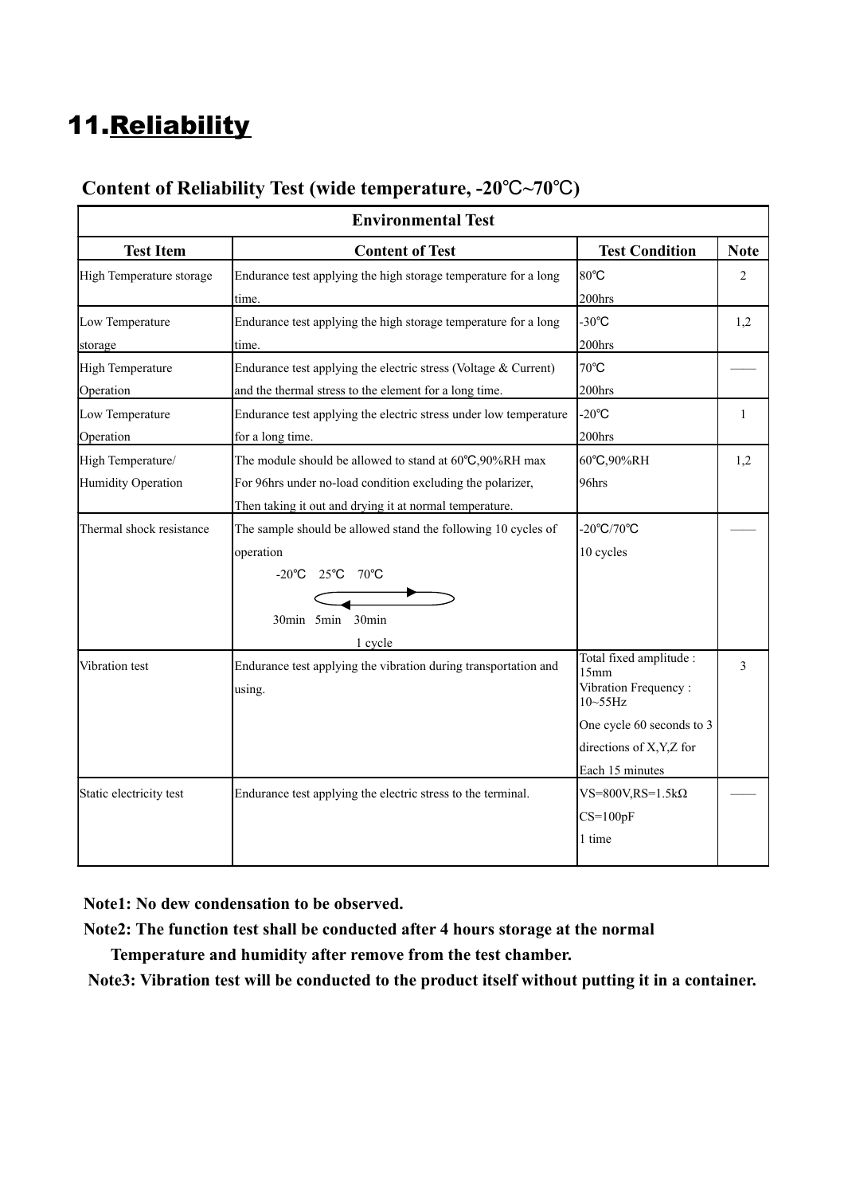# 11.Reliability

## Content of Reliability Test (wide temperature, -20℃~70℃)

| Environmental Test | | | |
|---|---|---|---|
| **Test Item** | **Content of Test** | **Test Condition** | **Note** |
| High Temperature storage | Endurance test applying the high storage temperature for a long time. | 80℃ 200hrs | 2 |
| Low Temperature storage | Endurance test applying the high storage temperature for a long time. | -30℃ 200hrs | 1,2 |
| High Temperature Operation | Endurance test applying the electric stress (Voltage & Current) and the thermal stress to the element for a long time. | 70℃ 200hrs | —— |
| Low Temperature Operation | Endurance test applying the electric stress under low temperature for a long time. | -20℃ 200hrs | 1 |
| High Temperature/ Humidity Operation | The module should be allowed to stand at 60℃,90%RH max For 96hrs under no-load condition excluding the polarizer, Then taking it out and drying it at normal temperature. | 60℃,90%RH 96hrs | 1,2 |
| Thermal shock resistance | The sample should be allowed stand the following 10 cycles of operation<br>-20℃ 25℃ 70℃<br>30min 5min 30min<br>1 cycle | -20℃/70℃ 10 cycles | —— |
| Vibration test | Endurance test applying the vibration during transportation and using. | Total fixed amplitude : 15mm<br>Vibration Frequency : 10~55Hz<br>One cycle 60 seconds to 3 directions of X,Y,Z for Each 15 minutes | 3 |
| Static electricity test | Endurance test applying the electric stress to the terminal. | VS=800V,RS=1.5kΩ<br>CS=100pF<br>1 time | —— |

**Note1: No dew condensation to be observed.**

**Note2: The function test shall be conducted after 4 hours storage at the normal Temperature and humidity after remove from the test chamber.**

**Note3: Vibration test will be conducted to the product itself without putting it in a container.**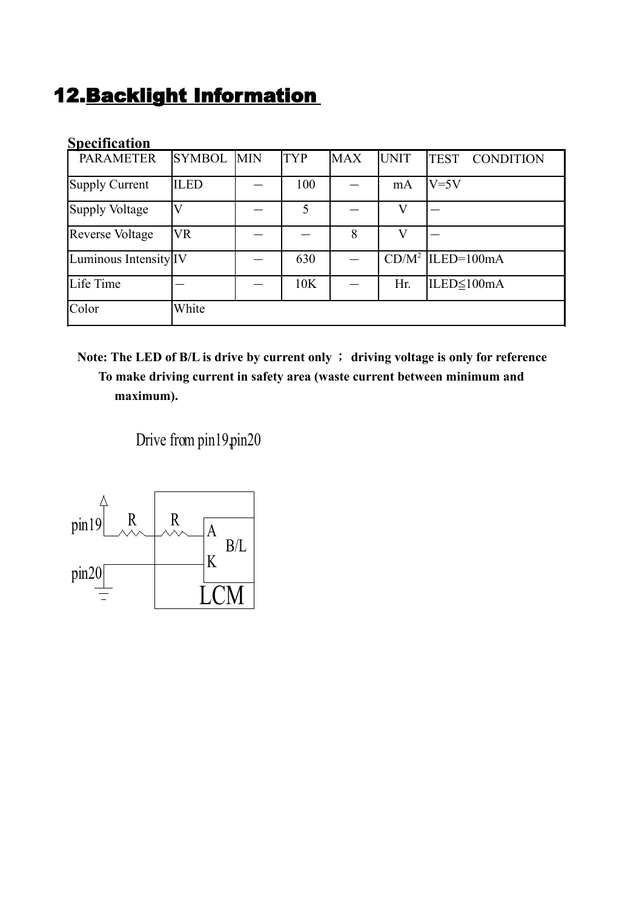# 12. Backlight Information

**Specification**

| PARAMETER | SYMBOL | MIN | TYP | MAX | UNIT | TEST CONDITION |
|---|---|---|---|---|---|---|
| Supply Current | ILED | — | 100 | — | mA | V=5V |
| Supply Voltage | V | — | 5 | — | V | — |
| Reverse Voltage | VR | — | — | 8 | V | — |
| Luminous Intensity | IV | — | 630 | — | $CD/M^2$ | ILED=100mA |
| Life Time | — | — | 10K | — | Hr. | ILED≦100mA |
| Color | White | | | | | |

**Note: The LED of B/L is drive by current only ； driving voltage is only for reference To make driving current in safety area (waste current between minimum and maximum).**

Drive from pin19,pin20

pin19 R R A B/L K pin20 LCM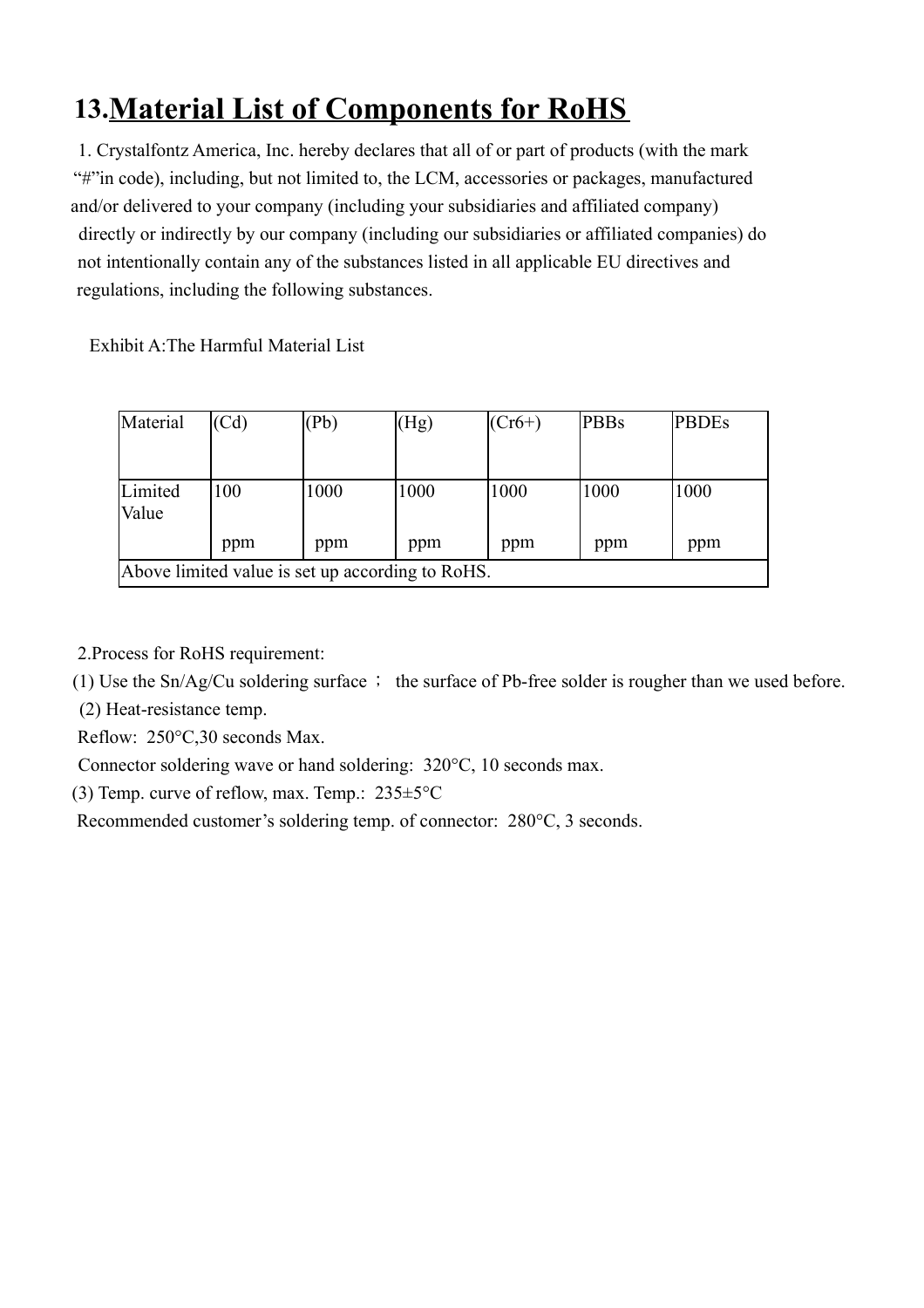# 13. Material List of Components for RoHS

1. Crystalfontz America, Inc. hereby declares that all of or part of products (with the mark "#"in code), including, but not limited to, the LCM, accessories or packages, manufactured and/or delivered to your company (including your subsidiaries and affiliated company) directly or indirectly by our company (including our subsidiaries or affiliated companies) do not intentionally contain any of the substances listed in all applicable EU directives and regulations, including the following substances.

Exhibit A:The Harmful Material List

| Material | (Cd) | (Pb) | (Hg) | (Cr6+) | PBBs | PBDEs |
|---|---|---|---|---|---|---|
| Limited Value | 100 ppm | 1000 ppm | 1000 ppm | 1000 ppm | 1000 ppm | 1000 ppm |
| Above limited value is set up according to RoHS. | | | | | | |

2.Process for RoHS requirement:

(1) Use the Sn/Ag/Cu soldering surface； the surface of Pb-free solder is rougher than we used before.

(2) Heat-resistance temp.

Reflow: 250°C,30 seconds Max.

Connector soldering wave or hand soldering: 320°C, 10 seconds max.

(3) Temp. curve of reflow, max. Temp.: 235±5°C

Recommended customer's soldering temp. of connector: 280°C, 3 seconds.